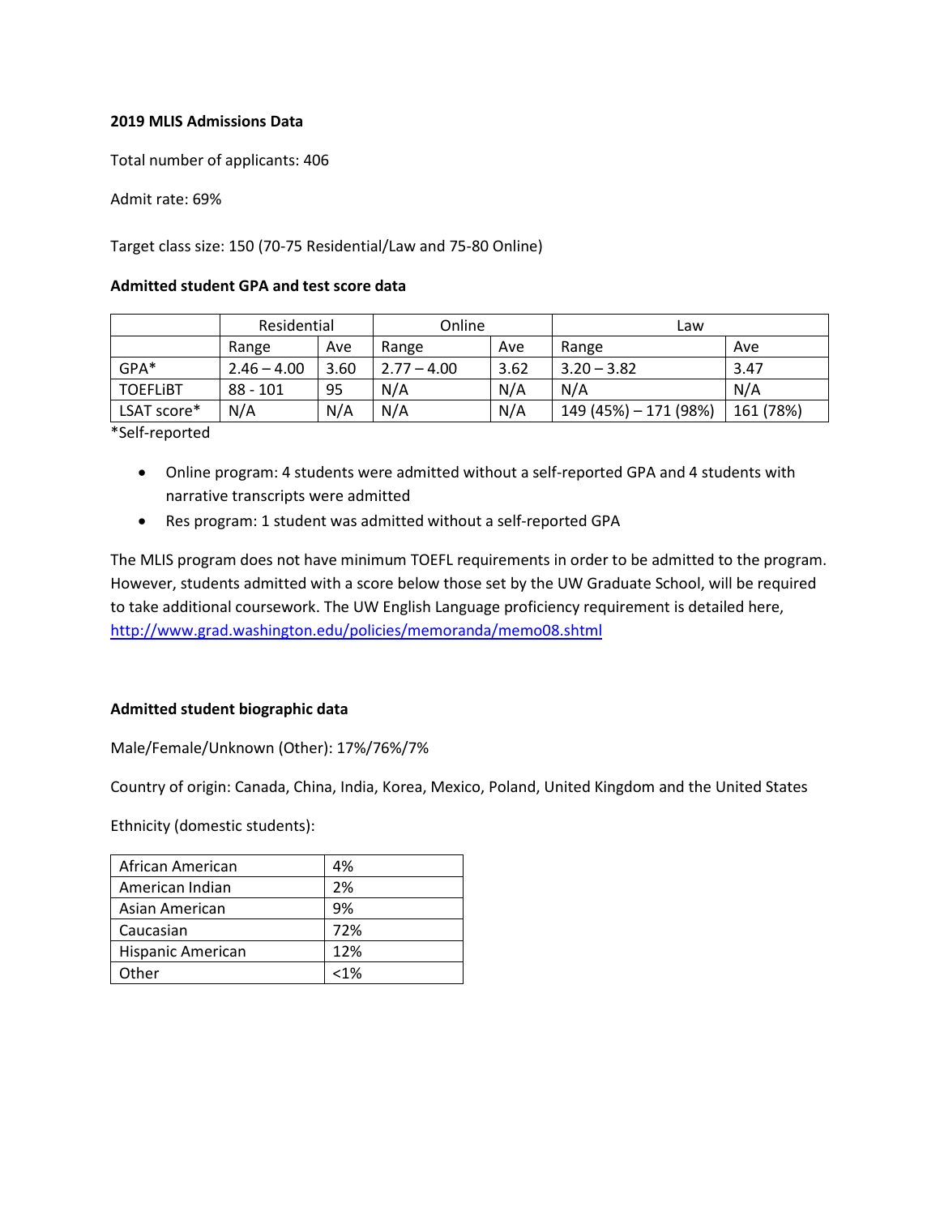**2019 MLIS Admissions Data**

Total number of applicants: 406

Admit rate: 69%

Target class size: 150 (70-75 Residential/Law and 75-80 Online)

**Admitted student GPA and test score data**

| | Residential | | Online | | Law | |
|---|---|---|---|---|---|---|
| | Range | Ave | Range | Ave | Range | Ave |
| GPA* | 2.46 – 4.00 | 3.60 | 2.77 – 4.00 | 3.62 | 3.20 – 3.82 | 3.47 |
| TOEFLiBT | 88 - 101 | 95 | N/A | N/A | N/A | N/A |
| LSAT score* | N/A | N/A | N/A | N/A | 149 (45%) – 171 (98%) | 161 (78%) |

*Self-reported

- Online program: 4 students were admitted without a self-reported GPA and 4 students with narrative transcripts were admitted
- Res program: 1 student was admitted without a self-reported GPA

The MLIS program does not have minimum TOEFL requirements in order to be admitted to the program. However, students admitted with a score below those set by the UW Graduate School, will be required to take additional coursework. The UW English Language proficiency requirement is detailed here, http://www.grad.washington.edu/policies/memoranda/memo08.shtml

**Admitted student biographic data**

Male/Female/Unknown (Other): 17%/76%/7%

Country of origin: Canada, China, India, Korea, Mexico, Poland, United Kingdom and the United States

Ethnicity (domestic students):

| | |
|---|---|
| African American | 4% |
| American Indian | 2% |
| Asian American | 9% |
| Caucasian | 72% |
| Hispanic American | 12% |
| Other | <1% |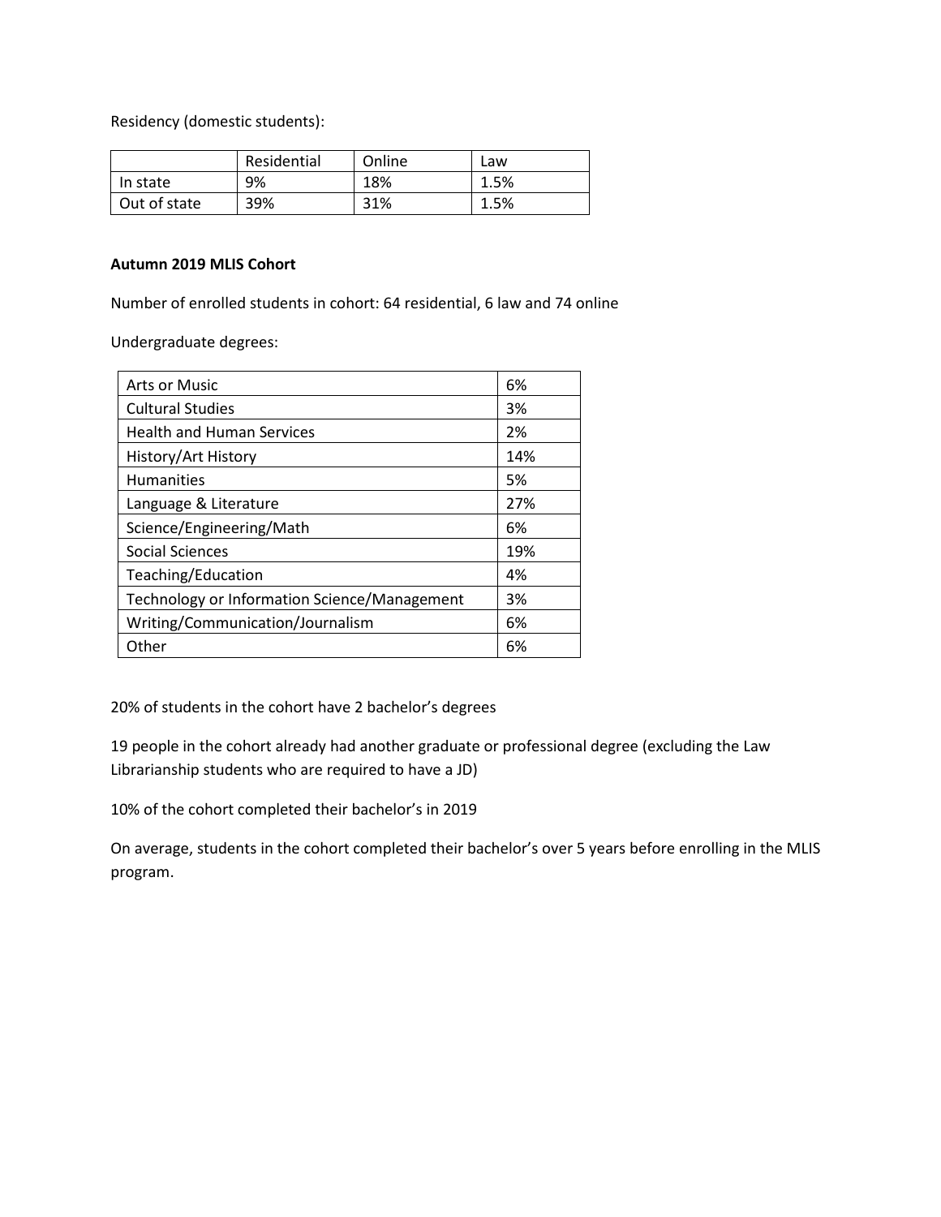Residency (domestic students):

| | Residential | Online | Law |
|---|---|---|---|
| In state | 9% | 18% | 1.5% |
| Out of state | 39% | 31% | 1.5% |

**Autumn 2019 MLIS Cohort**

Number of enrolled students in cohort: 64 residential, 6 law and 74 online

Undergraduate degrees:

| | |
|---|---|
| Arts or Music | 6% |
| Cultural Studies | 3% |
| Health and Human Services | 2% |
| History/Art History | 14% |
| Humanities | 5% |
| Language & Literature | 27% |
| Science/Engineering/Math | 6% |
| Social Sciences | 19% |
| Teaching/Education | 4% |
| Technology or Information Science/Management | 3% |
| Writing/Communication/Journalism | 6% |
| Other | 6% |

20% of students in the cohort have 2 bachelor's degrees

19 people in the cohort already had another graduate or professional degree (excluding the Law Librarianship students who are required to have a JD)

10% of the cohort completed their bachelor's in 2019

On average, students in the cohort completed their bachelor's over 5 years before enrolling in the MLIS program.